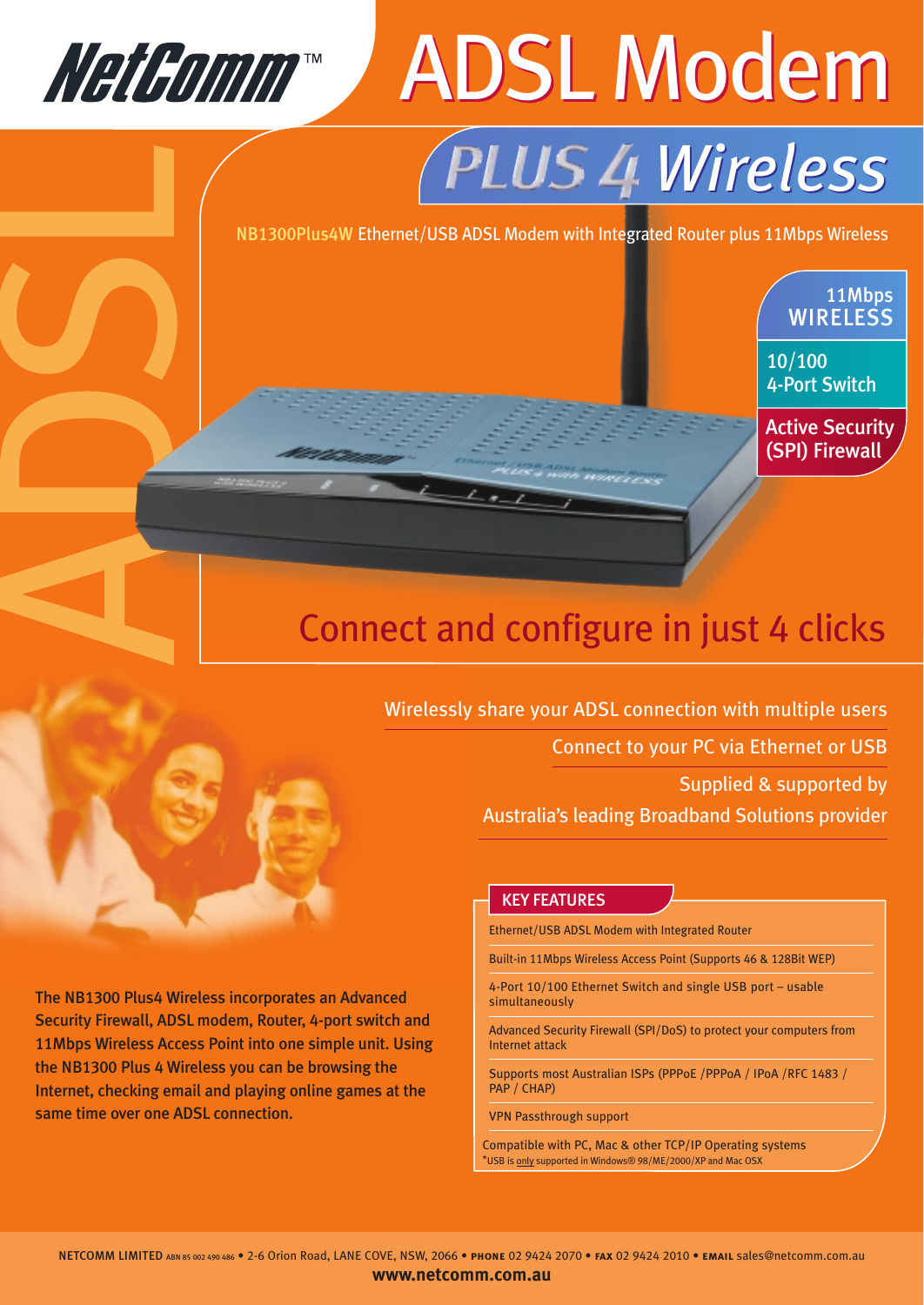NetComm™

# ADSL Modem

## PLUS 4 Wireless

NB1300Plus4W Ethernet/USB ADSL Modem with Integrated Router plus 11Mbps Wireless

- 11Mbps WIRELESS
- 10/100 4-Port Switch
- Active Security (SPI) Firewall

## Connect and configure in just 4 clicks

Wirelessly share your ADSL connection with multiple users

Connect to your PC via Ethernet or USB

Supplied & supported by Australia's leading Broadband Solutions provider

**The NB1300 Plus4 Wireless incorporates an Advanced Security Firewall, ADSL modem, Router, 4-port switch and 11Mbps Wireless Access Point into one simple unit. Using the NB1300 Plus 4 Wireless you can be browsing the Internet, checking email and playing online games at the same time over one ADSL connection.**

### KEY FEATURES

- Ethernet/USB ADSL Modem with Integrated Router
- Built-in 11Mbps Wireless Access Point (Supports 46 & 128Bit WEP)
- 4-Port 10/100 Ethernet Switch and single USB port – usable simultaneously
- Advanced Security Firewall (SPI/DoS) to protect your computers from Internet attack
- Supports most Australian ISPs (PPPoE /PPPoA / IPoA /RFC 1483 / PAP / CHAP)
- VPN Passthrough support
- Compatible with PC, Mac & other TCP/IP Operating systems

*USB is only supported in Windows® 98/ME/2000/XP and Mac OSX

NETCOMM LIMITED ABN 85 002 490 486 • 2-6 Orion Road, LANE COVE, NSW, 2066 • PHONE 02 9424 2070 • FAX 02 9424 2010 • EMAIL sales@netcomm.com.au

**www.netcomm.com.au**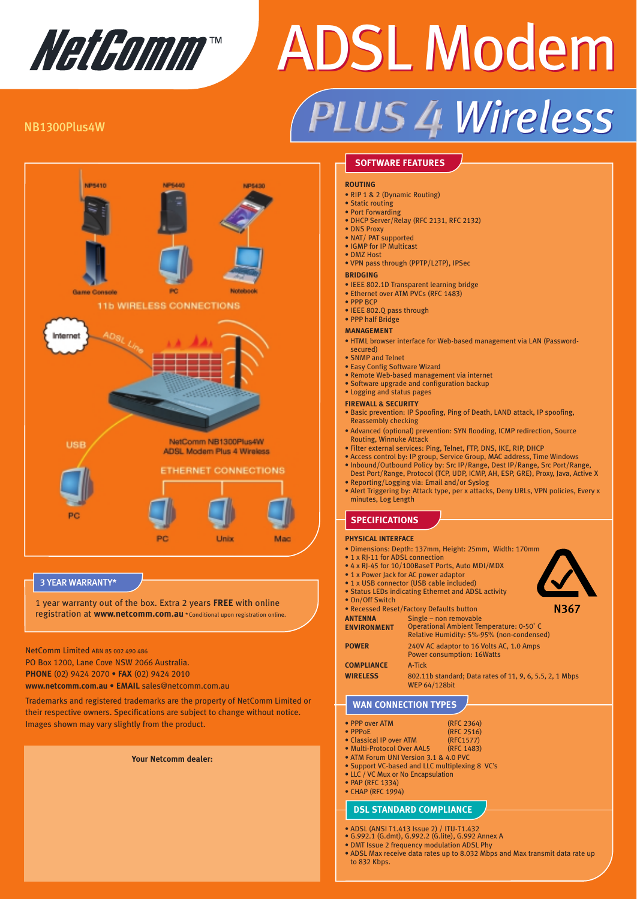# ADSL Modem PLUS 4 Wireless

NB1300Plus4W

NP5410 NP5440 NP5430

Game Console PC Notebook

11b WIRELESS CONNECTIONS

Internet ADSL Line

USB

NetComm NB1300Plus4W ADSL Modem Plus 4 Wireless

ETHERNET CONNECTIONS

PC PC Unix Mac

## 3 YEAR WARRANTY*

1 year warranty out of the box. Extra 2 years **FREE** with online registration at **www.netcomm.com.au** *Conditional upon registration online.

NetComm Limited ABN 85 002 490 486
PO Box 1200, Lane Cove NSW 2066 Australia.
**PHONE** (02) 9424 2070 • **FAX** (02) 9424 2010
**www.netcomm.com.au** • **EMAIL** sales@netcomm.com.au

Trademarks and registered trademarks are the property of NetComm Limited or their respective owners. Specifications are subject to change without notice. Images shown may vary slightly from the product.

**Your Netcomm dealer:**

## SOFTWARE FEATURES

### ROUTING

- RIP 1 & 2 (Dynamic Routing)
- Static routing
- Port Forwarding
- DHCP Server/Relay (RFC 2131, RFC 2132)
- DNS Proxy
- NAT/ PAT supported
- IGMP for IP Multicast
- DMZ Host
- VPN pass through (PPTP/L2TP), IPSec

### BRIDGING

- IEEE 802.1D Transparent learning bridge
- Ethernet over ATM PVCs (RFC 1483)
- PPP BCP
- IEEE 802.Q pass through
- PPP half Bridge

### MANAGEMENT

- HTML browser interface for Web-based management via LAN (Password-secured)
- SNMP and Telnet
- Easy Config Software Wizard
- Remote Web-based management via internet
- Software upgrade and configuration backup
- Logging and status pages

### FIREWALL & SECURITY

- Basic prevention: IP Spoofing, Ping of Death, LAND attack, IP spoofing, Reassembly checking
- Advanced (optional) prevention: SYN flooding, ICMP redirection, Source Routing, Winnuke Attack
- Filter external services: Ping, Telnet, FTP, DNS, IKE, RIP, DHCP
- Access control by: IP group, Service Group, MAC address, Time Windows
- Inbound/Outbound Policy by: Src IP/Range, Dest IP/Range, Src Port/Range, Dest Port/Range, Protocol (TCP, UDP, ICMP, AH, ESP, GRE), Proxy, Java, Active X
- Reporting/Logging via: Email and/or Syslog
- Alert Triggering by: Attack type, per x attacks, Deny URLs, VPN policies, Every x minutes, Log Length

## SPECIFICATIONS

### PHYSICAL INTERFACE

- Dimensions: Depth: 137mm, Height: 25mm, Width: 170mm
- 1 x RJ-11 for ADSL connection
- 4 x RJ-45 for 10/100BaseT Ports, Auto MDI/MDX
- 1 x Power Jack for AC power adaptor
- 1 x USB connector (USB cable included)
- Status LEDs indicating Ethernet and ADSL activity
- On/Off Switch
- Recessed Reset/Factory Defaults button

N367

| | |
|---|---|
| **ANTENNA** | Single – non removable |
| **ENVIRONMENT** | Operational Ambient Temperature: 0-50˚ C<br>Relative Humidity: 5%-95% (non-condensed) |
| **POWER** | 240V AC adaptor to 16 Volts AC, 1.0 Amps<br>Power consumption: 16Watts |
| **COMPLIANCE** | A-Tick |
| **WIRELESS** | 802.11b standard; Data rates of 11, 9, 6, 5.5, 2, 1 Mbps<br>WEP 64/128bit |

## WAN CONNECTION TYPES

- PPP over ATM (RFC 2364)
- PPPoE (RFC 2516)
- Classical IP over ATM (RFC1577)
- Multi-Protocol Over AAL5 (RFC 1483)
- ATM Forum UNI Version 3.1 & 4.0 PVC
- Support VC-based and LLC multiplexing 8 VC's
- LLC / VC Mux or No Encapsulation
- PAP (RFC 1334)
- CHAP (RFC 1994)

## DSL STANDARD COMPLIANCE

- ADSL (ANSI T1.413 Issue 2) / ITU-T1.432
- G.992.1 (G.dmt), G.992.2 (G.lite), G.992 Annex A
- DMT Issue 2 frequency modulation ADSL Phy
- ADSL Max receive data rates up to 8.032 Mbps and Max transmit data rate up to 832 Kbps.